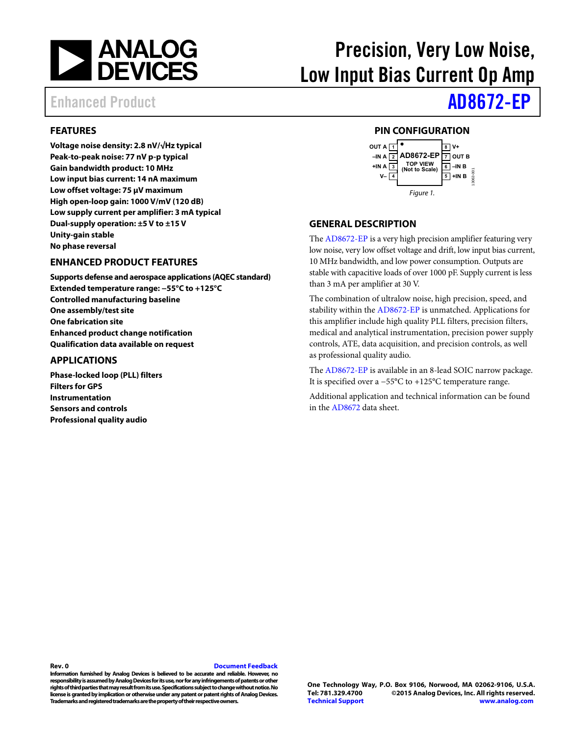# Precision, Very Low Noise, Low Input Bias Current Op Amp

Enhanced Product

# AD8672-EP

## FEATURES

**Voltage noise density: 2.8 nV/√Hz typical**
**Peak-to-peak noise: 77 nV p-p typical**
**Gain bandwidth product: 10 MHz**
**Low input bias current: 14 nA maximum**
**Low offset voltage: 75 µV maximum**
**High open-loop gain: 1000 V/mV (120 dB)**
**Low supply current per amplifier: 3 mA typical**
**Dual-supply operation: ±5 V to ±15 V**
**Unity-gain stable**
**No phase reversal**

## ENHANCED PRODUCT FEATURES

**Supports defense and aerospace applications (AQEC standard)**
**Extended temperature range: −55°C to +125°C**
**Controlled manufacturing baseline**
**One assembly/test site**
**One fabrication site**
**Enhanced product change notification**
**Qualification data available on request**

## APPLICATIONS

**Phase-locked loop (PLL) filters**
**Filters for GPS**
**Instrumentation**
**Sensors and controls**
**Professional quality audio**

## PIN CONFIGURATION

| Pin | Name | Pin | Name |
|---|---|---|---|
| 1 | OUT A | 8 | V+ |
| 2 | –IN A | 7 | OUT B |
| 3 | +IN A | 6 | –IN B |
| 4 | V– | 5 | +IN B |

AD8672-EP TOP VIEW (Not to Scale)

*Figure 1.*

## GENERAL DESCRIPTION

The AD8672-EP is a very high precision amplifier featuring very low noise, very low offset voltage and drift, low input bias current, 10 MHz bandwidth, and low power consumption. Outputs are stable with capacitive loads of over 1000 pF. Supply current is less than 3 mA per amplifier at 30 V.

The combination of ultralow noise, high precision, speed, and stability within the AD8672-EP is unmatched. Applications for this amplifier include high quality PLL filters, precision filters, medical and analytical instrumentation, precision power supply controls, ATE, data acquisition, and precision controls, as well as professional quality audio.

The AD8672-EP is available in an 8-lead SOIC narrow package. It is specified over a −55°C to +125°C temperature range.

Additional application and technical information can be found in the AD8672 data sheet.

**Rev. 0** Document Feedback

**Information furnished by Analog Devices is believed to be accurate and reliable. However, no responsibility is assumed by Analog Devices for its use, nor for any infringements of patents or other rights of third parties that may result from its use. Specifications subject to change without notice. No license is granted by implication or otherwise under any patent or patent rights of Analog Devices. Trademarks and registered trademarks are the property of their respective owners.**

**One Technology Way, P.O. Box 9106, Norwood, MA 02062-9106, U.S.A.**
**Tel: 781.329.4700 ©2015 Analog Devices, Inc. All rights reserved.**
**Technical Support www.analog.com**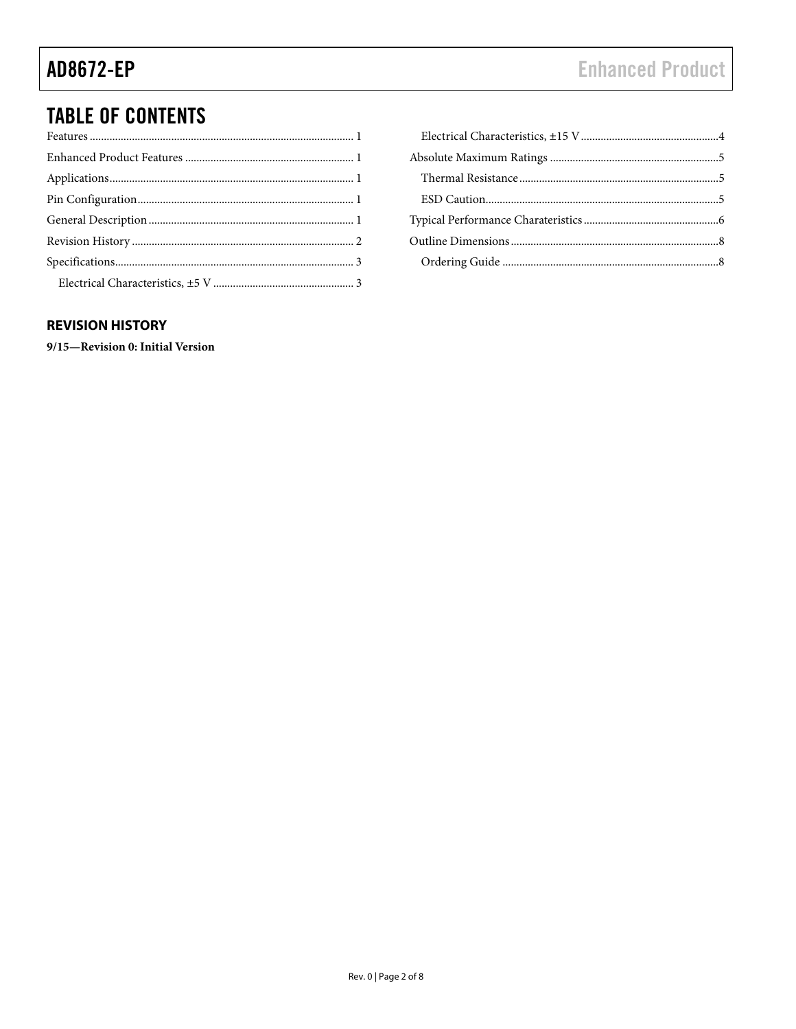## TABLE OF CONTENTS

Features ... 1
Enhanced Product Features ... 1
Applications ... 1
Pin Configuration ... 1
General Description ... 1
Revision History ... 2
Specifications ... 3
  Electrical Characteristics, ±5 V ... 3
  Electrical Characteristics, ±15 V ... 4
Absolute Maximum Ratings ... 5
  Thermal Resistance ... 5
  ESD Caution ... 5
Typical Performance Charateristics ... 6
Outline Dimensions ... 8
  Ordering Guide ... 8

### REVISION HISTORY

**9/15—Revision 0: Initial Version**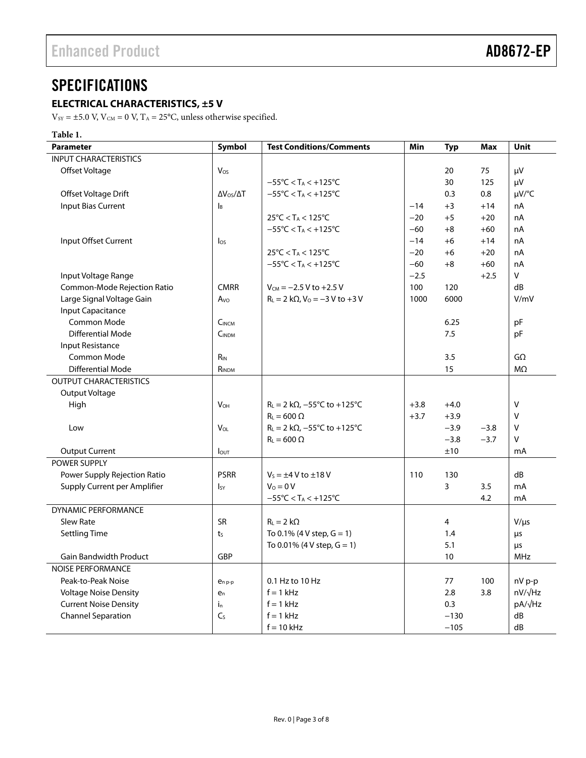# SPECIFICATIONS

## ELECTRICAL CHARACTERISTICS, ±5 V

$V_{SY}$ = ±5.0 V, $V_{CM}$ = 0 V, $T_A$ = 25°C, unless otherwise specified.

**Table 1.**

| Parameter | Symbol | Test Conditions/Comments | Min | Typ | Max | Unit |
|---|---|---|---|---|---|---|
| INPUT CHARACTERISTICS | | | | | | |
| Offset Voltage | $V_{OS}$ | | | 20 | 75 | μV |
| | | −55°C < $T_A$ < +125°C | | 30 | 125 | μV |
| Offset Voltage Drift | $\Delta V_{OS}/\Delta T$ | −55°C < $T_A$ < +125°C | | 0.3 | 0.8 | μV/°C |
| Input Bias Current | $I_B$ | | −14 | +3 | +14 | nA |
| | | 25°C < $T_A$ < 125°C | −20 | +5 | +20 | nA |
| | | −55°C < $T_A$ < +125°C | −60 | +8 | +60 | nA |
| Input Offset Current | $I_{OS}$ | | −14 | +6 | +14 | nA |
| | | 25°C < $T_A$ < 125°C | −20 | +6 | +20 | nA |
| | | −55°C < $T_A$ < +125°C | −60 | +8 | +60 | nA |
| Input Voltage Range | | | −2.5 | | +2.5 | V |
| Common-Mode Rejection Ratio | CMRR | $V_{CM}$ = −2.5 V to +2.5 V | 100 | 120 | | dB |
| Large Signal Voltage Gain | $A_{VO}$ | $R_L$ = 2 kΩ, $V_O$ = −3 V to +3 V | 1000 | 6000 | | V/mV |
| Input Capacitance | | | | | | |
| Common Mode | $C_{INCM}$ | | | 6.25 | | pF |
| Differential Mode | $C_{INDM}$ | | | 7.5 | | pF |
| Input Resistance | | | | | | |
| Common Mode | $R_{IN}$ | | | 3.5 | | GΩ |
| Differential Mode | $R_{INDM}$ | | | 15 | | MΩ |
| OUTPUT CHARACTERISTICS | | | | | | |
| Output Voltage | | | | | | |
| High | $V_{OH}$ | $R_L$ = 2 kΩ, −55°C to +125°C | +3.8 | +4.0 | | V |
| | | $R_L$ = 600 Ω | +3.7 | +3.9 | | V |
| Low | $V_{OL}$ | $R_L$ = 2 kΩ, −55°C to +125°C | | −3.9 | −3.8 | V |
| | | $R_L$ = 600 Ω | | −3.8 | −3.7 | V |
| Output Current | $I_{OUT}$ | | | ±10 | | mA |
| POWER SUPPLY | | | | | | |
| Power Supply Rejection Ratio | PSRR | $V_S$ = ±4 V to ±18 V | 110 | 130 | | dB |
| Supply Current per Amplifier | $I_{SY}$ | $V_O$ = 0 V | | 3 | 3.5 | mA |
| | | −55°C < $T_A$ < +125°C | | | 4.2 | mA |
| DYNAMIC PERFORMANCE | | | | | | |
| Slew Rate | SR | $R_L$ = 2 kΩ | | 4 | | V/μs |
| Settling Time | $t_S$ | To 0.1% (4 V step, G = 1) | | 1.4 | | μs |
| | | To 0.01% (4 V step, G = 1) | | 5.1 | | μs |
| Gain Bandwidth Product | GBP | | | 10 | | MHz |
| NOISE PERFORMANCE | | | | | | |
| Peak-to-Peak Noise | $e_{n\,p\text{-}p}$ | 0.1 Hz to 10 Hz | | 77 | 100 | nV p-p |
| Voltage Noise Density | $e_n$ | f = 1 kHz | | 2.8 | 3.8 | nV/√Hz |
| Current Noise Density | $i_n$ | f = 1 kHz | | 0.3 | | pA/√Hz |
| Channel Separation | $C_S$ | f = 1 kHz | | −130 | | dB |
| | | f = 10 kHz | | −105 | | dB |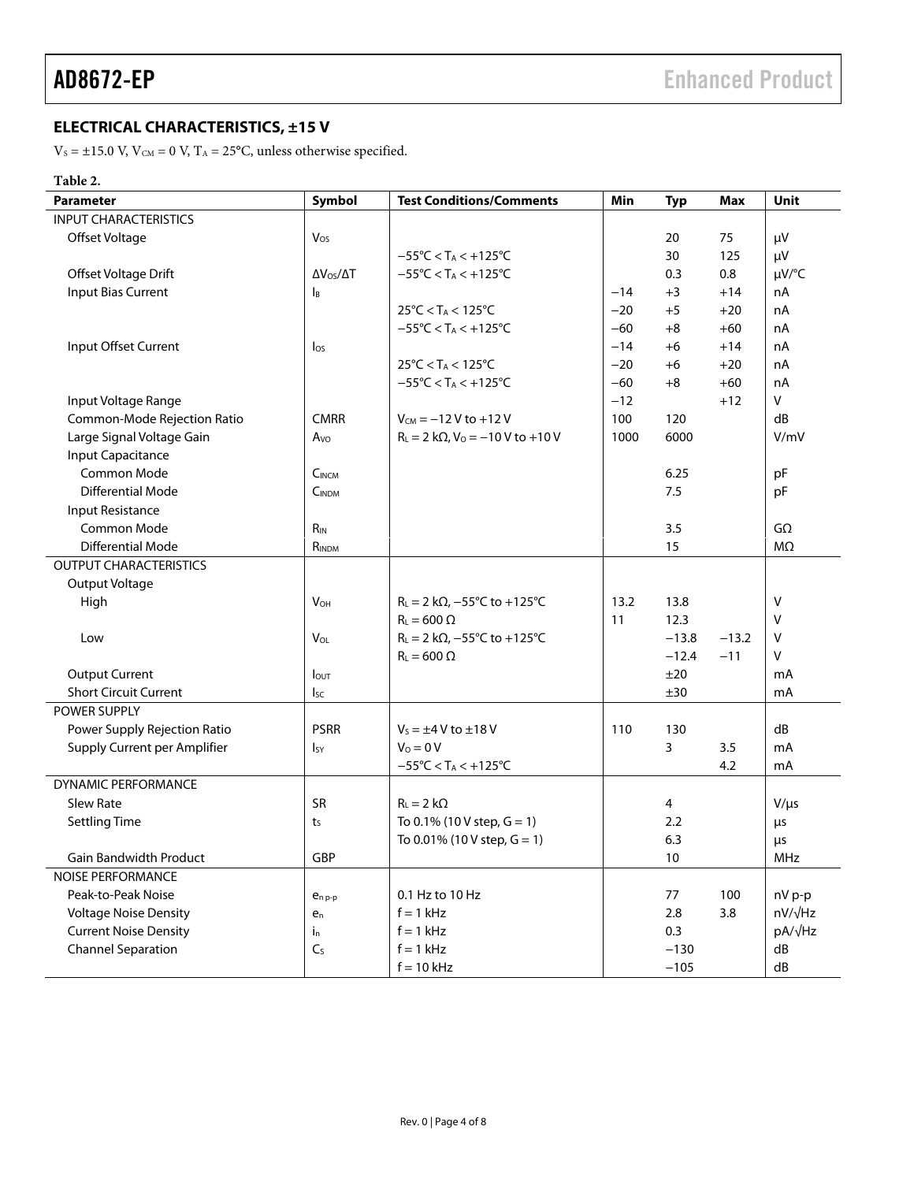## ELECTRICAL CHARACTERISTICS, ±15 V

$V_S$ = ±15.0 V, $V_{CM}$ = 0 V, $T_A$ = 25°C, unless otherwise specified.

**Table 2.**

| Parameter | Symbol | Test Conditions/Comments | Min | Typ | Max | Unit |
|---|---|---|---|---|---|---|
| INPUT CHARACTERISTICS | | | | | | |
| Offset Voltage | $V_{OS}$ | | | 20 | 75 | µV |
| | | −55°C < $T_A$ < +125°C | | 30 | 125 | µV |
| Offset Voltage Drift | $\Delta V_{OS}/\Delta T$ | −55°C < $T_A$ < +125°C | | 0.3 | 0.8 | µV/°C |
| Input Bias Current | $I_B$ | | −14 | +3 | +14 | nA |
| | | 25°C < $T_A$ < 125°C | −20 | +5 | +20 | nA |
| | | −55°C < $T_A$ < +125°C | −60 | +8 | +60 | nA |
| Input Offset Current | $I_{OS}$ | | −14 | +6 | +14 | nA |
| | | 25°C < $T_A$ < 125°C | −20 | +6 | +20 | nA |
| | | −55°C < $T_A$ < +125°C | −60 | +8 | +60 | nA |
| Input Voltage Range | | | −12 | | +12 | V |
| Common-Mode Rejection Ratio | CMRR | $V_{CM}$ = −12 V to +12 V | 100 | 120 | | dB |
| Large Signal Voltage Gain | $A_{VO}$ | $R_L$ = 2 kΩ, $V_O$ = −10 V to +10 V | 1000 | 6000 | | V/mV |
| Input Capacitance | | | | | | |
| Common Mode | $C_{INCM}$ | | | 6.25 | | pF |
| Differential Mode | $C_{INDM}$ | | | 7.5 | | pF |
| Input Resistance | | | | | | |
| Common Mode | $R_{IN}$ | | | 3.5 | | GΩ |
| Differential Mode | $R_{INDM}$ | | | 15 | | MΩ |
| OUTPUT CHARACTERISTICS | | | | | | |
| Output Voltage | | | | | | |
| High | $V_{OH}$ | $R_L$ = 2 kΩ, −55°C to +125°C | 13.2 | 13.8 | | V |
| | | $R_L$ = 600 Ω | 11 | 12.3 | | V |
| Low | $V_{OL}$ | $R_L$ = 2 kΩ, −55°C to +125°C | | −13.8 | −13.2 | V |
| | | $R_L$ = 600 Ω | | −12.4 | −11 | V |
| Output Current | $I_{OUT}$ | | | ±20 | | mA |
| Short Circuit Current | $I_{SC}$ | | | ±30 | | mA |
| POWER SUPPLY | | | | | | |
| Power Supply Rejection Ratio | PSRR | $V_S$ = ±4 V to ±18 V | 110 | 130 | | dB |
| Supply Current per Amplifier | $I_{SY}$ | $V_O$ = 0 V | | 3 | 3.5 | mA |
| | | −55°C < $T_A$ < +125°C | | | 4.2 | mA |
| DYNAMIC PERFORMANCE | | | | | | |
| Slew Rate | SR | $R_L$ = 2 kΩ | | 4 | | V/µs |
| Settling Time | $t_S$ | To 0.1% (10 V step, G = 1) | | 2.2 | | µs |
| | | To 0.01% (10 V step, G = 1) | | 6.3 | | µs |
| Gain Bandwidth Product | GBP | | | 10 | | MHz |
| NOISE PERFORMANCE | | | | | | |
| Peak-to-Peak Noise | $e_{n\,p\text{-}p}$ | 0.1 Hz to 10 Hz | | 77 | 100 | nV p-p |
| Voltage Noise Density | $e_n$ | f = 1 kHz | | 2.8 | 3.8 | nV/√Hz |
| Current Noise Density | $i_n$ | f = 1 kHz | | 0.3 | | pA/√Hz |
| Channel Separation | $C_S$ | f = 1 kHz | | −130 | | dB |
| | | f = 10 kHz | | −105 | | dB |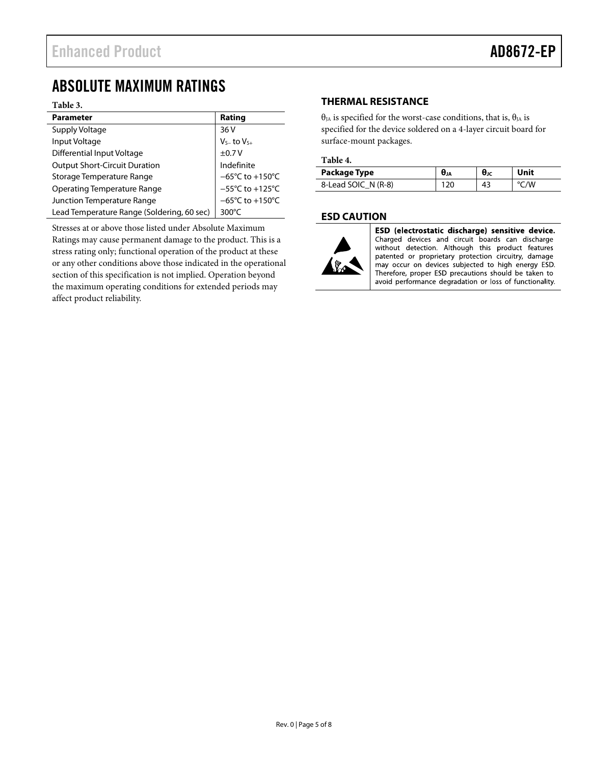## ABSOLUTE MAXIMUM RATINGS

**Table 3.**

| Parameter | Rating |
|---|---|
| Supply Voltage | 36 V |
| Input Voltage | $V_{S-}$ to $V_{S+}$ |
| Differential Input Voltage | ±0.7 V |
| Output Short-Circuit Duration | Indefinite |
| Storage Temperature Range | −65°C to +150°C |
| Operating Temperature Range | −55°C to +125°C |
| Junction Temperature Range | −65°C to +150°C |
| Lead Temperature Range (Soldering, 60 sec) | 300°C |

Stresses at or above those listed under Absolute Maximum Ratings may cause permanent damage to the product. This is a stress rating only; functional operation of the product at these or any other conditions above those indicated in the operational section of this specification is not implied. Operation beyond the maximum operating conditions for extended periods may affect product reliability.

### THERMAL RESISTANCE

$\theta_{JA}$ is specified for the worst-case conditions, that is, $\theta_{JA}$ is specified for the device soldered on a 4-layer circuit board for surface-mount packages.

**Table 4.**

| Package Type | $\theta_{JA}$ | $\theta_{JC}$ | Unit |
|---|---|---|---|
| 8-Lead SOIC_N (R-8) | 120 | 43 | °C/W |

### ESD CAUTION

**ESD (electrostatic discharge) sensitive device.** Charged devices and circuit boards can discharge without detection. Although this product features patented or proprietary protection circuitry, damage may occur on devices subjected to high energy ESD. Therefore, proper ESD precautions should be taken to avoid performance degradation or loss of functionality.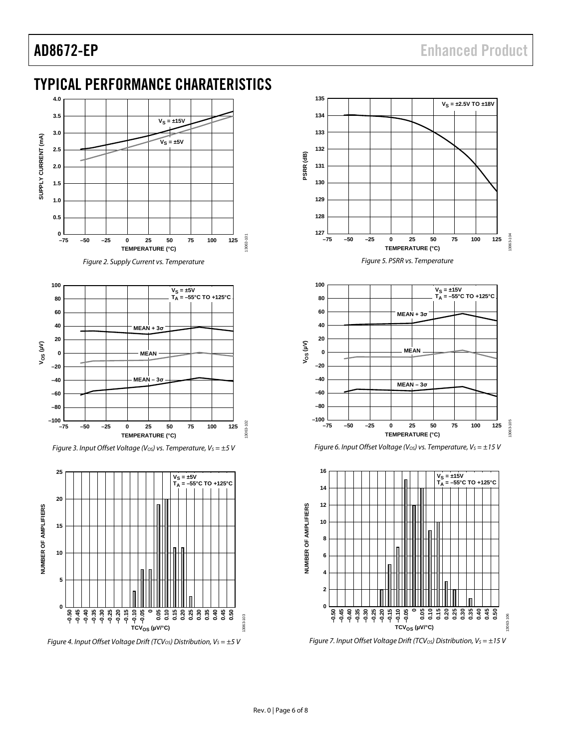# TYPICAL PERFORMANCE CHARATERISTICS

Figure 2. Supply Current vs. Temperature

Figure 3. Input Offset Voltage ($V_{OS}$) vs. Temperature, $V_S = \pm 5$ V

Figure 4. Input Offset Voltage Drift ($TCV_{OS}$) Distribution, $V_S = \pm 5$ V

Figure 5. PSRR vs. Temperature

Figure 6. Input Offset Voltage ($V_{OS}$) vs. Temperature, $V_S = \pm 15$ V

Figure 7. Input Offset Voltage Drift ($TCV_{OS}$) Distribution, $V_S = \pm 15$ V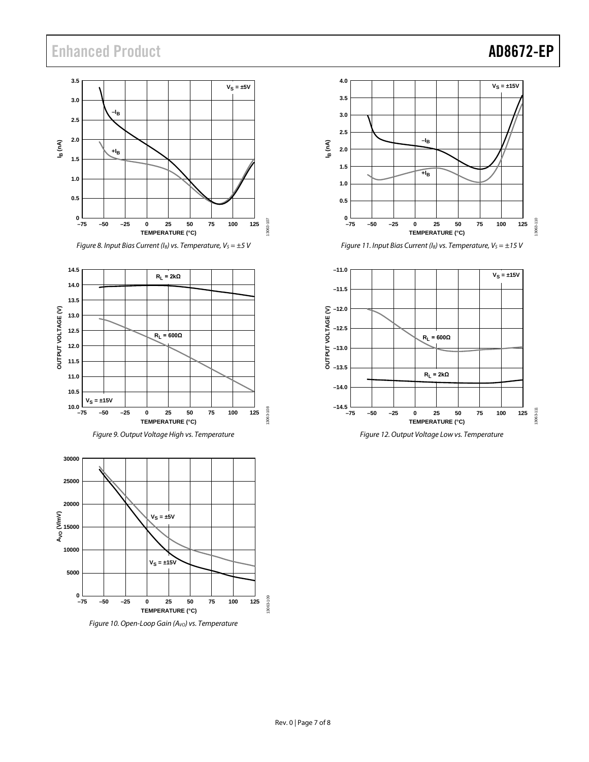Figure 8. Input Bias Current ($I_B$) vs. Temperature, $V_S = \pm5$ V

Figure 9. Output Voltage High vs. Temperature

Figure 10. Open-Loop Gain ($A_{VO}$) vs. Temperature

Figure 11. Input Bias Current ($I_B$) vs. Temperature, $V_S = \pm15$ V

Figure 12. Output Voltage Low vs. Temperature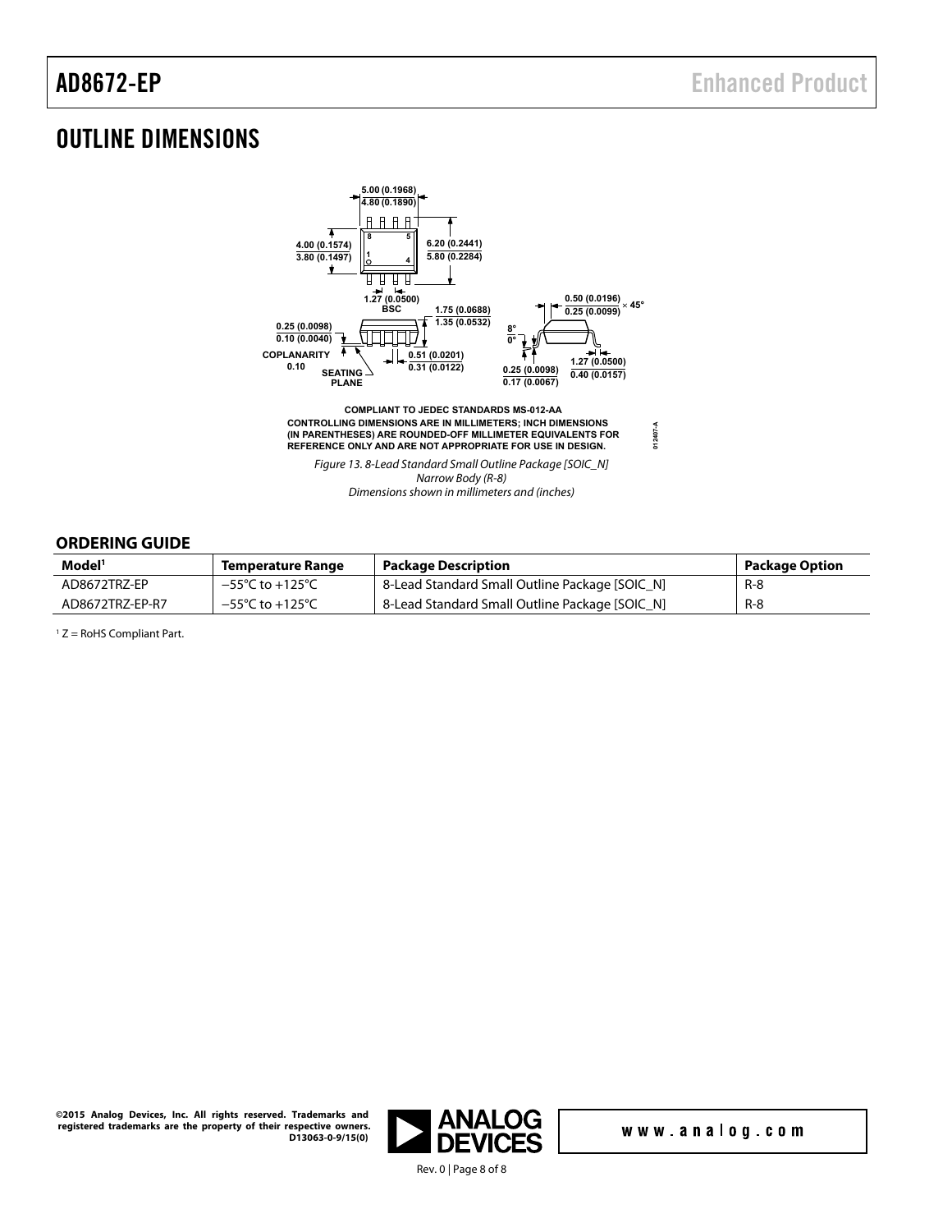## OUTLINE DIMENSIONS

5.00 (0.1968)
4.80 (0.1890)

4.00 (0.1574)
3.80 (0.1497)

6.20 (0.2441)
5.80 (0.2284)

1.27 (0.0500)
BSC

1.75 (0.0688)
1.35 (0.0532)

0.25 (0.0098)
0.10 (0.0040)

COPLANARITY
0.10

SEATING
PLANE

0.51 (0.0201)
0.31 (0.0122)

0.50 (0.0196)
0.25 (0.0099)
× 45°

8°
0°

0.25 (0.0098)
0.17 (0.0067)

1.27 (0.0500)
0.40 (0.0157)

COMPLIANT TO JEDEC STANDARDS MS-012-AA
CONTROLLING DIMENSIONS ARE IN MILLIMETERS; INCH DIMENSIONS (IN PARENTHESES) ARE ROUNDED-OFF MILLIMETER EQUIVALENTS FOR REFERENCE ONLY AND ARE NOT APPROPRIATE FOR USE IN DESIGN.

012407-A

*Figure 13. 8-Lead Standard Small Outline Package [SOIC_N]*
*Narrow Body (R-8)*
*Dimensions shown in millimeters and (inches)*

### ORDERING GUIDE

| Model[1] | Temperature Range | Package Description | Package Option |
|---|---|---|---|
| AD8672TRZ-EP | −55°C to +125°C | 8-Lead Standard Small Outline Package [SOIC_N] | R-8 |
| AD8672TRZ-EP-R7 | −55°C to +125°C | 8-Lead Standard Small Outline Package [SOIC_N] | R-8 |

[1] Z = RoHS Compliant Part.

©2015 Analog Devices, Inc. All rights reserved. Trademarks and registered trademarks are the property of their respective owners.
D13063-0-9/15(0)

www.analog.com